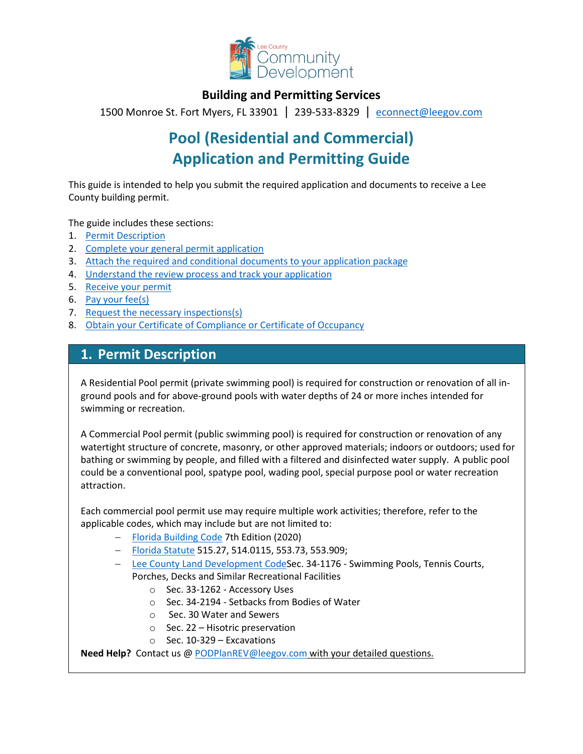Lee County Community Development

**Building and Permitting Services**

1500 Monroe St. Fort Myers, FL 33901 | 239-533-8329 | econnect@leegov.com

# Pool (Residential and Commercial) Application and Permitting Guide

This guide is intended to help you submit the required application and documents to receive a Lee County building permit.

The guide includes these sections:

1. Permit Description
2. Complete your general permit application
3. Attach the required and conditional documents to your application package
4. Understand the review process and track your application
5. Receive your permit
6. Pay your fee(s)
7. Request the necessary inspections(s)
8. Obtain your Certificate of Compliance or Certificate of Occupancy

## 1. Permit Description

A Residential Pool permit (private swimming pool) is required for construction or renovation of all in-ground pools and for above-ground pools with water depths of 24 or more inches intended for swimming or recreation.

A Commercial Pool permit (public swimming pool) is required for construction or renovation of any watertight structure of concrete, masonry, or other approved materials; indoors or outdoors; used for bathing or swimming by people, and filled with a filtered and disinfected water supply. A public pool could be a conventional pool, spatype pool, wading pool, special purpose pool or water recreation attraction.

Each commercial pool permit use may require multiple work activities; therefore, refer to the applicable codes, which may include but are not limited to:

- Florida Building Code 7th Edition (2020)
- Florida Statute 515.27, 514.0115, 553.73, 553.909;
- Lee County Land Development CodeSec. 34-1176 - Swimming Pools, Tennis Courts, Porches, Decks and Similar Recreational Facilities
  - Sec. 33-1262 - Accessory Uses
  - Sec. 34-2194 - Setbacks from Bodies of Water
  - Sec. 30 Water and Sewers
  - Sec. 22 – Hisotric preservation
  - Sec. 10-329 – Excavations

**Need Help?** Contact us @ PODPlanREV@leegov.com with your detailed questions.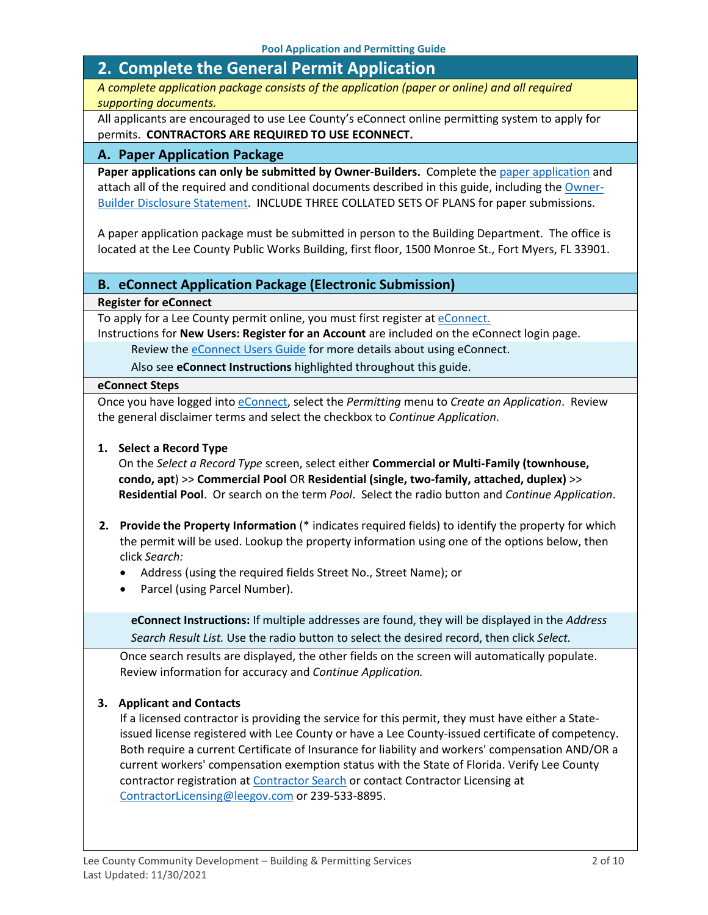## 2. Complete the General Permit Application

*A complete application package consists of the application (paper or online) and all required supporting documents.*

All applicants are encouraged to use Lee County's eConnect online permitting system to apply for permits. **CONTRACTORS ARE REQUIRED TO USE ECONNECT.**

### A. Paper Application Package

**Paper applications can only be submitted by Owner-Builders.** Complete the paper application and attach all of the required and conditional documents described in this guide, including the Owner-Builder Disclosure Statement. INCLUDE THREE COLLATED SETS OF PLANS for paper submissions.

A paper application package must be submitted in person to the Building Department. The office is located at the Lee County Public Works Building, first floor, 1500 Monroe St., Fort Myers, FL 33901.

### B. eConnect Application Package (Electronic Submission)

**Register for eConnect**

To apply for a Lee County permit online, you must first register at eConnect.
Instructions for **New Users: Register for an Account** are included on the eConnect login page.

Review the eConnect Users Guide for more details about using eConnect.

Also see **eConnect Instructions** highlighted throughout this guide.

**eConnect Steps**

Once you have logged into eConnect, select the *Permitting* menu to *Create an Application*. Review the general disclaimer terms and select the checkbox to *Continue Application*.

1. **Select a Record Type**
   On the *Select a Record Type* screen, select either **Commercial or Multi-Family (townhouse, condo, apt**) >> **Commercial Pool** OR **Residential (single, two-family, attached, duplex)** >> **Residential Pool**. Or search on the term *Pool*. Select the radio button and *Continue Application*.

2. **Provide the Property Information** (* indicates required fields) to identify the property for which the permit will be used. Lookup the property information using one of the options below, then click *Search:*
   - Address (using the required fields Street No., Street Name); or
   - Parcel (using Parcel Number).

   **eConnect Instructions:** If multiple addresses are found, they will be displayed in the *Address Search Result List.* Use the radio button to select the desired record, then click *Select.*

   Once search results are displayed, the other fields on the screen will automatically populate. Review information for accuracy and *Continue Application.*

3. **Applicant and Contacts**
   If a licensed contractor is providing the service for this permit, they must have either a State-issued license registered with Lee County or have a Lee County-issued certificate of competency. Both require a current Certificate of Insurance for liability and workers' compensation AND/OR a current workers' compensation exemption status with the State of Florida. Verify Lee County contractor registration at Contractor Search or contact Contractor Licensing at ContractorLicensing@leegov.com or 239-533-8895.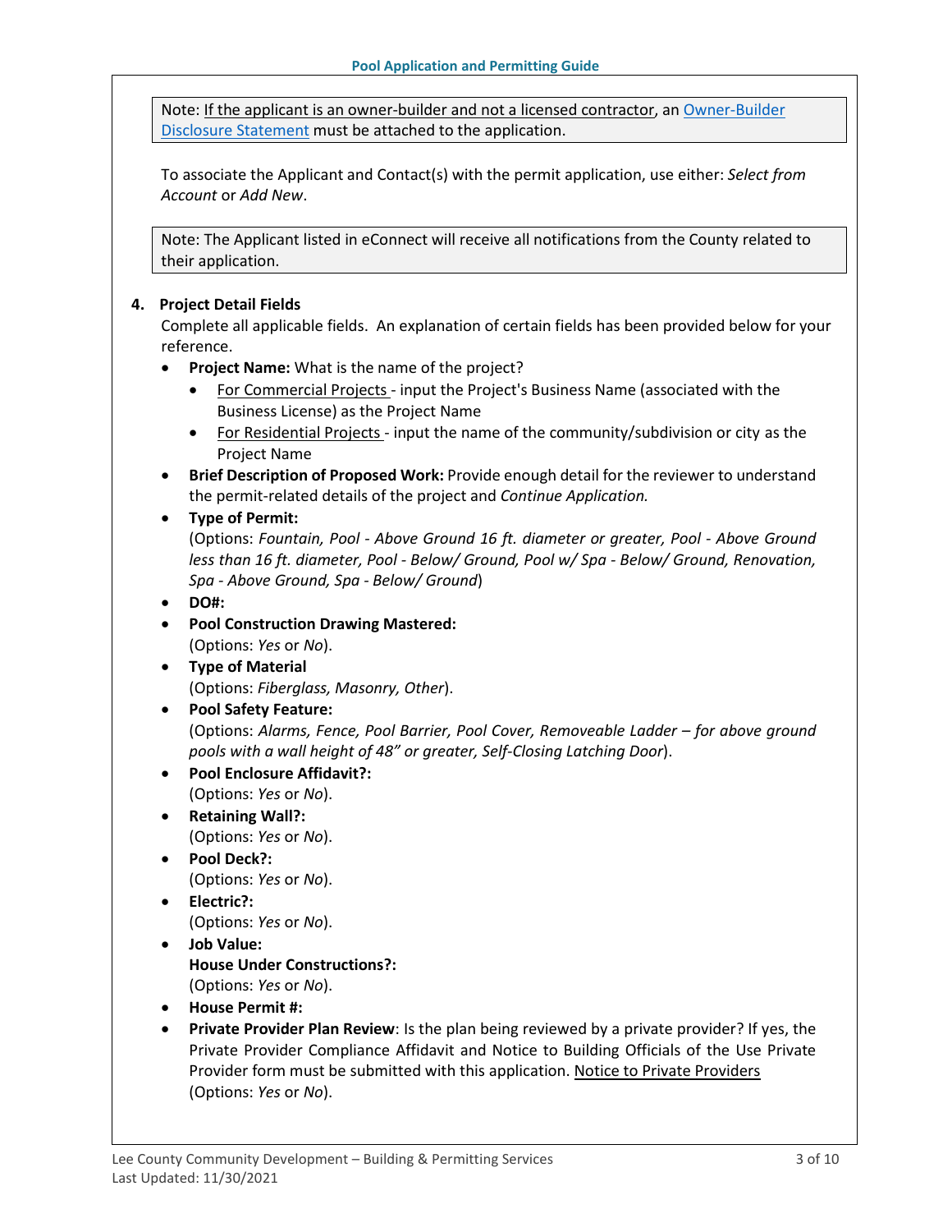> Note: If the applicant is an owner-builder and not a licensed contractor, an Owner-Builder Disclosure Statement must be attached to the application.

To associate the Applicant and Contact(s) with the permit application, use either: *Select from Account* or *Add New*.

> Note: The Applicant listed in eConnect will receive all notifications from the County related to their application.

4. **Project Detail Fields**

   Complete all applicable fields. An explanation of certain fields has been provided below for your reference.

   - **Project Name:** What is the name of the project?
     - For Commercial Projects - input the Project's Business Name (associated with the Business License) as the Project Name
     - For Residential Projects - input the name of the community/subdivision or city as the Project Name
   - **Brief Description of Proposed Work:** Provide enough detail for the reviewer to understand the permit-related details of the project and *Continue Application.*
   - **Type of Permit:**
     (Options: *Fountain, Pool - Above Ground 16 ft. diameter or greater, Pool - Above Ground less than 16 ft. diameter, Pool - Below/ Ground, Pool w/ Spa - Below/ Ground, Renovation, Spa - Above Ground, Spa - Below/ Ground*)
   - **DO#:**
   - **Pool Construction Drawing Mastered:**
     (Options: *Yes* or *No*).
   - **Type of Material**
     (Options: *Fiberglass, Masonry, Other*).
   - **Pool Safety Feature:**
     (Options: *Alarms, Fence, Pool Barrier, Pool Cover, Removeable Ladder – for above ground pools with a wall height of 48" or greater, Self-Closing Latching Door*).
   - **Pool Enclosure Affidavit?:**
     (Options: *Yes* or *No*).
   - **Retaining Wall?:**
     (Options: *Yes* or *No*).
   - **Pool Deck?:**
     (Options: *Yes* or *No*).
   - **Electric?:**
     (Options: *Yes* or *No*).
   - **Job Value:**
     **House Under Constructions?:**
     (Options: *Yes* or *No*).
   - **House Permit #:**
   - **Private Provider Plan Review**: Is the plan being reviewed by a private provider? If yes, the Private Provider Compliance Affidavit and Notice to Building Officials of the Use Private Provider form must be submitted with this application. Notice to Private Providers
     (Options: *Yes* or *No*).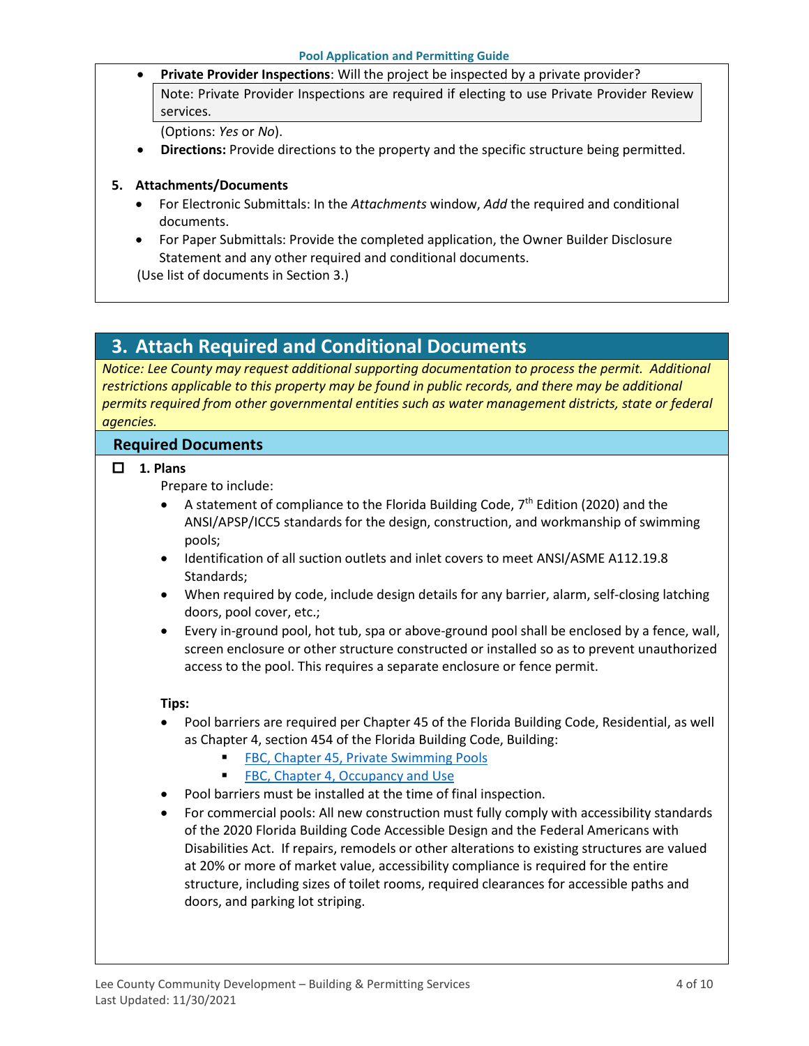- **Private Provider Inspections**: Will the project be inspected by a private provider?

  > Note: Private Provider Inspections are required if electing to use Private Provider Review services.

  (Options: *Yes* or *No*).
- **Directions:** Provide directions to the property and the specific structure being permitted.

**5. Attachments/Documents**

- For Electronic Submittals: In the *Attachments* window, *Add* the required and conditional documents.
- For Paper Submittals: Provide the completed application, the Owner Builder Disclosure Statement and any other required and conditional documents.

(Use list of documents in Section 3.)

## 3. Attach Required and Conditional Documents

*Notice: Lee County may request additional supporting documentation to process the permit. Additional restrictions applicable to this property may be found in public records, and there may be additional permits required from other governmental entities such as water management districts, state or federal agencies.*

### Required Documents

☐ **1. Plans**

Prepare to include:

- A statement of compliance to the Florida Building Code, 7th Edition (2020) and the ANSI/APSP/ICC5 standards for the design, construction, and workmanship of swimming pools;
- Identification of all suction outlets and inlet covers to meet ANSI/ASME A112.19.8 Standards;
- When required by code, include design details for any barrier, alarm, self-closing latching doors, pool cover, etc.;
- Every in-ground pool, hot tub, spa or above-ground pool shall be enclosed by a fence, wall, screen enclosure or other structure constructed or installed so as to prevent unauthorized access to the pool. This requires a separate enclosure or fence permit.

**Tips:**

- Pool barriers are required per Chapter 45 of the Florida Building Code, Residential, as well as Chapter 4, section 454 of the Florida Building Code, Building:
  - FBC, Chapter 45, Private Swimming Pools
  - FBC, Chapter 4, Occupancy and Use
- Pool barriers must be installed at the time of final inspection.
- For commercial pools: All new construction must fully comply with accessibility standards of the 2020 Florida Building Code Accessible Design and the Federal Americans with Disabilities Act. If repairs, remodels or other alterations to existing structures are valued at 20% or more of market value, accessibility compliance is required for the entire structure, including sizes of toilet rooms, required clearances for accessible paths and doors, and parking lot striping.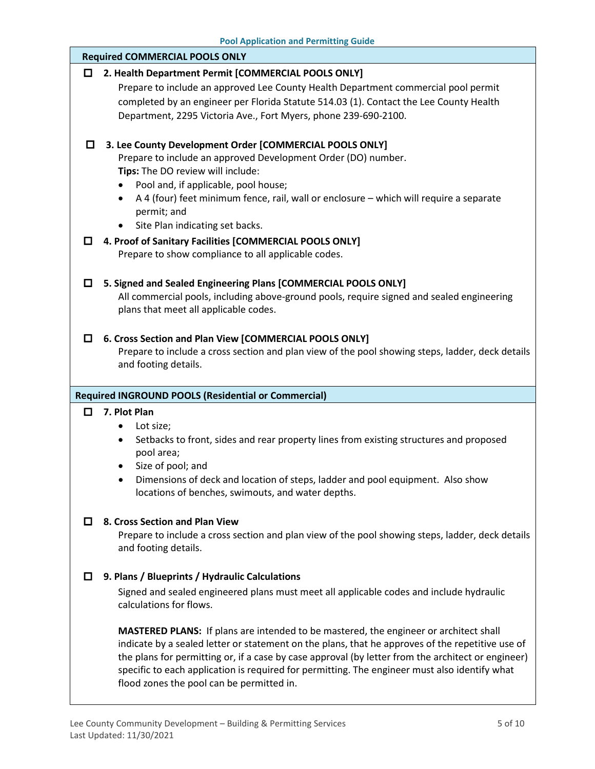## Required COMMERCIAL POOLS ONLY

☐ **2. Health Department Permit [COMMERCIAL POOLS ONLY]**

Prepare to include an approved Lee County Health Department commercial pool permit completed by an engineer per Florida Statute 514.03 (1). Contact the Lee County Health Department, 2295 Victoria Ave., Fort Myers, phone 239-690-2100.

☐ **3. Lee County Development Order [COMMERCIAL POOLS ONLY]**

Prepare to include an approved Development Order (DO) number.

**Tips:** The DO review will include:

- Pool and, if applicable, pool house;
- A 4 (four) feet minimum fence, rail, wall or enclosure – which will require a separate permit; and
- Site Plan indicating set backs.

☐ **4. Proof of Sanitary Facilities [COMMERCIAL POOLS ONLY]**

Prepare to show compliance to all applicable codes.

☐ **5. Signed and Sealed Engineering Plans [COMMERCIAL POOLS ONLY]**

All commercial pools, including above-ground pools, require signed and sealed engineering plans that meet all applicable codes.

☐ **6. Cross Section and Plan View [COMMERCIAL POOLS ONLY]**

Prepare to include a cross section and plan view of the pool showing steps, ladder, deck details and footing details.

## Required INGROUND POOLS (Residential or Commercial)

☐ **7. Plot Plan**

- Lot size;
- Setbacks to front, sides and rear property lines from existing structures and proposed pool area;
- Size of pool; and
- Dimensions of deck and location of steps, ladder and pool equipment. Also show locations of benches, swimouts, and water depths.

☐ **8. Cross Section and Plan View**

Prepare to include a cross section and plan view of the pool showing steps, ladder, deck details and footing details.

☐ **9. Plans / Blueprints / Hydraulic Calculations**

Signed and sealed engineered plans must meet all applicable codes and include hydraulic calculations for flows.

**MASTERED PLANS:** If plans are intended to be mastered, the engineer or architect shall indicate by a sealed letter or statement on the plans, that he approves of the repetitive use of the plans for permitting or, if a case by case approval (by letter from the architect or engineer) specific to each application is required for permitting. The engineer must also identify what flood zones the pool can be permitted in.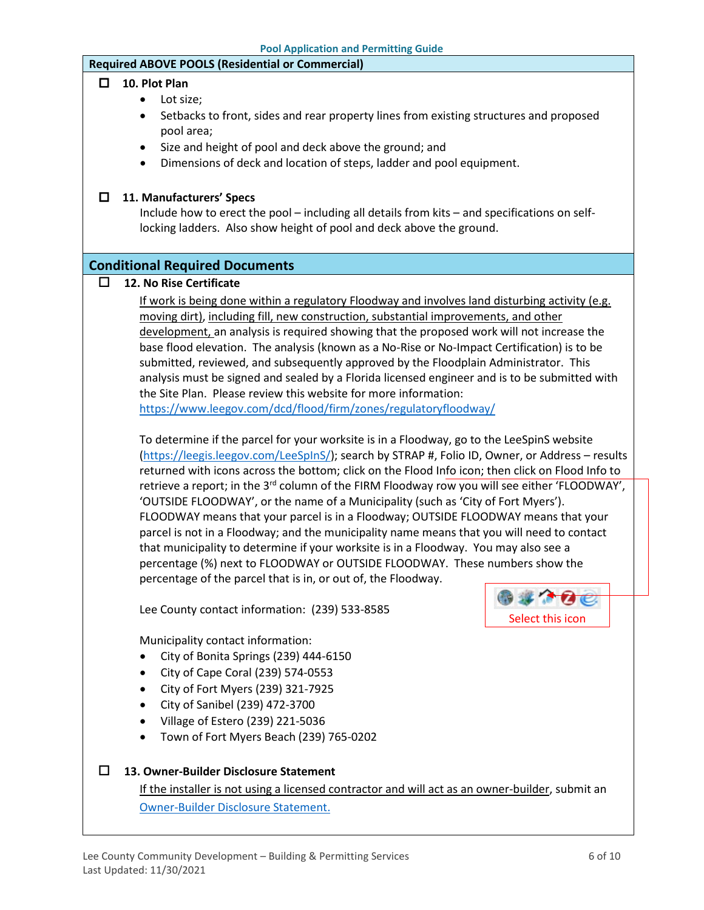## Required ABOVE POOLS (Residential or Commercial)

☐ **10. Plot Plan**

- Lot size;
- Setbacks to front, sides and rear property lines from existing structures and proposed pool area;
- Size and height of pool and deck above the ground; and
- Dimensions of deck and location of steps, ladder and pool equipment.

☐ **11. Manufacturers' Specs**

Include how to erect the pool – including all details from kits – and specifications on self-locking ladders. Also show height of pool and deck above the ground.

## Conditional Required Documents

☐ **12. No Rise Certificate**

If work is being done within a regulatory Floodway and involves land disturbing activity (e.g. moving dirt), including fill, new construction, substantial improvements, and other development, an analysis is required showing that the proposed work will not increase the base flood elevation. The analysis (known as a No-Rise or No-Impact Certification) is to be submitted, reviewed, and subsequently approved by the Floodplain Administrator. This analysis must be signed and sealed by a Florida licensed engineer and is to be submitted with the Site Plan. Please review this website for more information: https://www.leegov.com/dcd/flood/firm/zones/regulatoryfloodway/

To determine if the parcel for your worksite is in a Floodway, go to the LeeSpinS website (https://leegis.leegov.com/LeeSpInS/); search by STRAP #, Folio ID, Owner, or Address – results returned with icons across the bottom; click on the Flood Info icon; then click on Flood Info to retrieve a report; in the 3rd column of the FIRM Floodway row you will see either 'FLOODWAY', 'OUTSIDE FLOODWAY', or the name of a Municipality (such as 'City of Fort Myers'). FLOODWAY means that your parcel is in a Floodway; OUTSIDE FLOODWAY means that your parcel is not in a Floodway; and the municipality name means that you will need to contact that municipality to determine if your worksite is in a Floodway. You may also see a percentage (%) next to FLOODWAY or OUTSIDE FLOODWAY. These numbers show the percentage of the parcel that is in, or out of, the Floodway.

Select this icon

Lee County contact information: (239) 533-8585

Municipality contact information:

- City of Bonita Springs (239) 444-6150
- City of Cape Coral (239) 574-0553
- City of Fort Myers (239) 321-7925
- City of Sanibel (239) 472-3700
- Village of Estero (239) 221-5036
- Town of Fort Myers Beach (239) 765-0202

☐ **13. Owner-Builder Disclosure Statement**

If the installer is not using a licensed contractor and will act as an owner-builder, submit an Owner-Builder Disclosure Statement.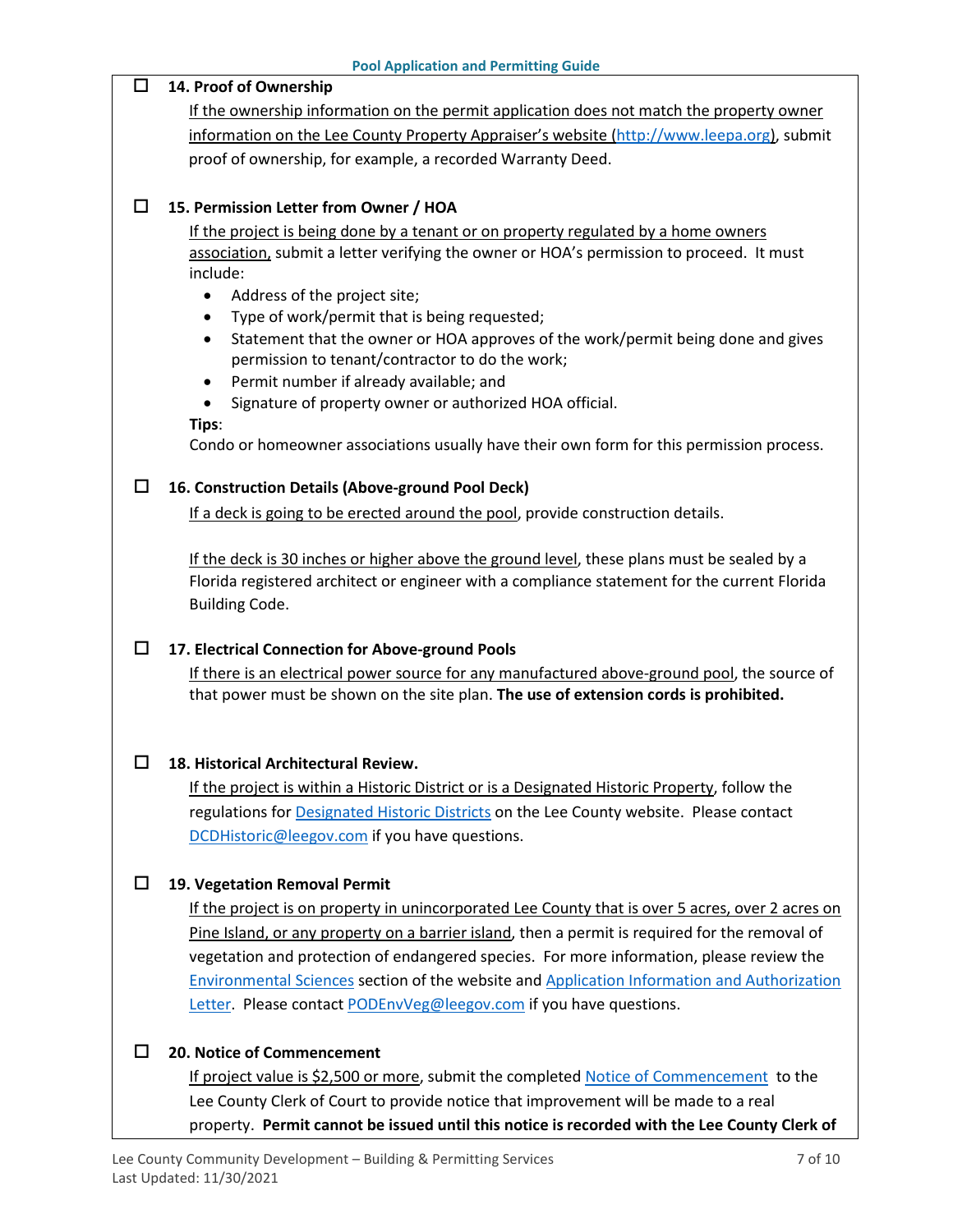- ☐ **14. Proof of Ownership**

  If the ownership information on the permit application does not match the property owner information on the Lee County Property Appraiser's website (http://www.leepa.org), submit proof of ownership, for example, a recorded Warranty Deed.

- ☐ **15. Permission Letter from Owner / HOA**

  If the project is being done by a tenant or on property regulated by a home owners association, submit a letter verifying the owner or HOA's permission to proceed. It must include:

  - Address of the project site;
  - Type of work/permit that is being requested;
  - Statement that the owner or HOA approves of the work/permit being done and gives permission to tenant/contractor to do the work;
  - Permit number if already available; and
  - Signature of property owner or authorized HOA official.

  **Tips**:
  Condo or homeowner associations usually have their own form for this permission process.

- ☐ **16. Construction Details (Above-ground Pool Deck)**

  If a deck is going to be erected around the pool, provide construction details.

  If the deck is 30 inches or higher above the ground level, these plans must be sealed by a Florida registered architect or engineer with a compliance statement for the current Florida Building Code.

- ☐ **17. Electrical Connection for Above-ground Pools**

  If there is an electrical power source for any manufactured above-ground pool, the source of that power must be shown on the site plan. **The use of extension cords is prohibited.**

- ☐ **18. Historical Architectural Review.**

  If the project is within a Historic District or is a Designated Historic Property, follow the regulations for Designated Historic Districts on the Lee County website. Please contact DCDHistoric@leegov.com if you have questions.

- ☐ **19. Vegetation Removal Permit**

  If the project is on property in unincorporated Lee County that is over 5 acres, over 2 acres on Pine Island, or any property on a barrier island, then a permit is required for the removal of vegetation and protection of endangered species. For more information, please review the Environmental Sciences section of the website and Application Information and Authorization Letter. Please contact PODEnvVeg@leegov.com if you have questions.

- ☐ **20. Notice of Commencement**

  If project value is $2,500 or more, submit the completed Notice of Commencement to the Lee County Clerk of Court to provide notice that improvement will be made to a real property. **Permit cannot be issued until this notice is recorded with the Lee County Clerk of**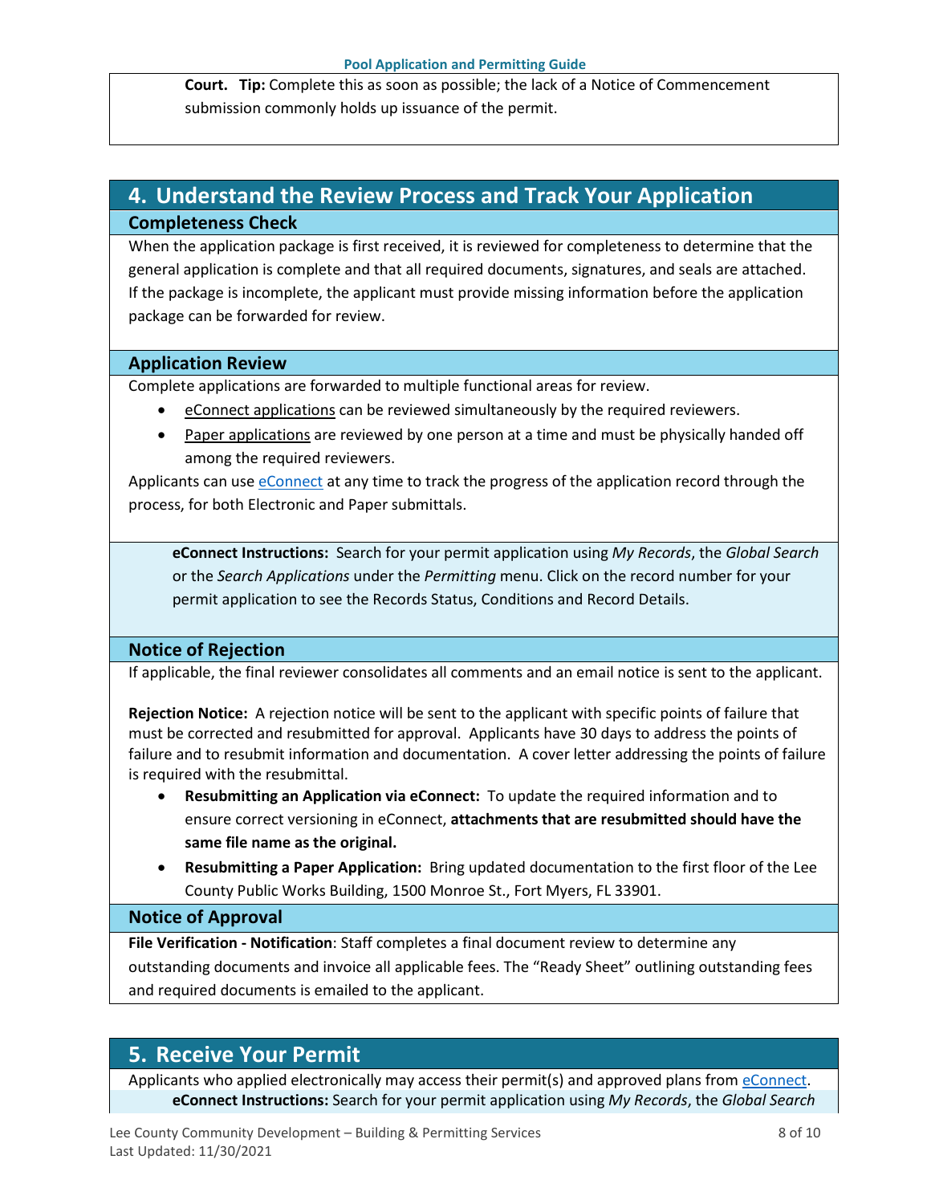Court. **Tip:** Complete this as soon as possible; the lack of a Notice of Commencement submission commonly holds up issuance of the permit.

## 4. Understand the Review Process and Track Your Application

### Completeness Check

When the application package is first received, it is reviewed for completeness to determine that the general application is complete and that all required documents, signatures, and seals are attached. If the package is incomplete, the applicant must provide missing information before the application package can be forwarded for review.

### Application Review

Complete applications are forwarded to multiple functional areas for review.

- eConnect applications can be reviewed simultaneously by the required reviewers.
- Paper applications are reviewed by one person at a time and must be physically handed off among the required reviewers.

Applicants can use eConnect at any time to track the progress of the application record through the process, for both Electronic and Paper submittals.

**eConnect Instructions:** Search for your permit application using *My Records*, the *Global Search* or the *Search Applications* under the *Permitting* menu. Click on the record number for your permit application to see the Records Status, Conditions and Record Details.

### Notice of Rejection

If applicable, the final reviewer consolidates all comments and an email notice is sent to the applicant.

**Rejection Notice:** A rejection notice will be sent to the applicant with specific points of failure that must be corrected and resubmitted for approval. Applicants have 30 days to address the points of failure and to resubmit information and documentation. A cover letter addressing the points of failure is required with the resubmittal.

- **Resubmitting an Application via eConnect:** To update the required information and to ensure correct versioning in eConnect, **attachments that are resubmitted should have the same file name as the original.**
- **Resubmitting a Paper Application:** Bring updated documentation to the first floor of the Lee County Public Works Building, 1500 Monroe St., Fort Myers, FL 33901.

### Notice of Approval

**File Verification - Notification**: Staff completes a final document review to determine any outstanding documents and invoice all applicable fees. The "Ready Sheet" outlining outstanding fees and required documents is emailed to the applicant.

## 5. Receive Your Permit

Applicants who applied electronically may access their permit(s) and approved plans from eConnect.

**eConnect Instructions:** Search for your permit application using *My Records*, the *Global Search*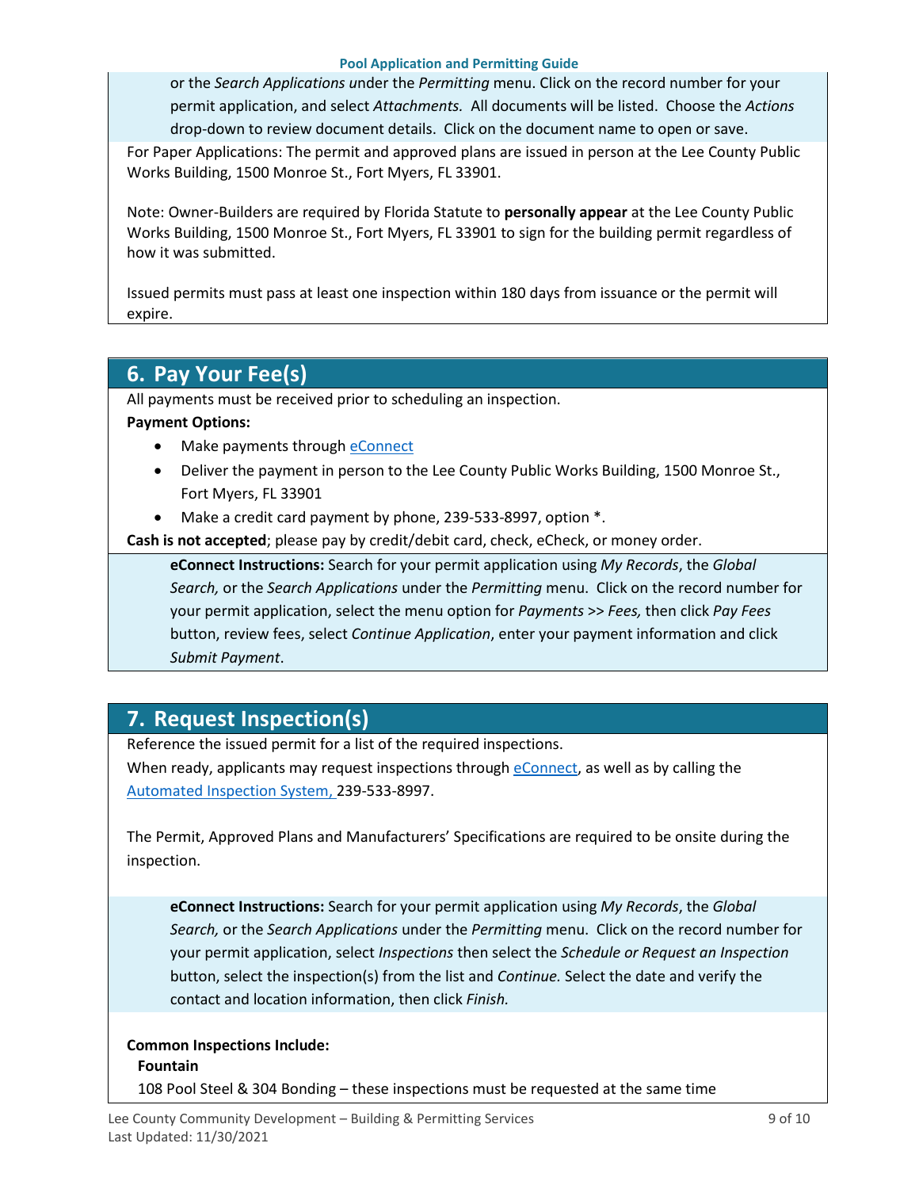or the *Search Applications* under the *Permitting* menu. Click on the record number for your permit application, and select *Attachments.* All documents will be listed. Choose the *Actions* drop-down to review document details. Click on the document name to open or save.

For Paper Applications: The permit and approved plans are issued in person at the Lee County Public Works Building, 1500 Monroe St., Fort Myers, FL 33901.

Note: Owner-Builders are required by Florida Statute to **personally appear** at the Lee County Public Works Building, 1500 Monroe St., Fort Myers, FL 33901 to sign for the building permit regardless of how it was submitted.

Issued permits must pass at least one inspection within 180 days from issuance or the permit will expire.

## 6. Pay Your Fee(s)

All payments must be received prior to scheduling an inspection.

**Payment Options:**

- Make payments through eConnect
- Deliver the payment in person to the Lee County Public Works Building, 1500 Monroe St., Fort Myers, FL 33901
- Make a credit card payment by phone, 239-533-8997, option *.

**Cash is not accepted**; please pay by credit/debit card, check, eCheck, or money order.

**eConnect Instructions:** Search for your permit application using *My Records*, the *Global Search,* or the *Search Applications* under the *Permitting* menu. Click on the record number for your permit application, select the menu option for *Payments* >> *Fees,* then click *Pay Fees* button, review fees, select *Continue Application*, enter your payment information and click *Submit Payment*.

## 7. Request Inspection(s)

Reference the issued permit for a list of the required inspections.

When ready, applicants may request inspections through eConnect, as well as by calling the Automated Inspection System, 239-533-8997.

The Permit, Approved Plans and Manufacturers' Specifications are required to be onsite during the inspection.

**eConnect Instructions:** Search for your permit application using *My Records*, the *Global Search,* or the *Search Applications* under the *Permitting* menu. Click on the record number for your permit application, select *Inspections* then select the *Schedule or Request an Inspection* button, select the inspection(s) from the list and *Continue.* Select the date and verify the contact and location information, then click *Finish.*

**Common Inspections Include:**

**Fountain**

108 Pool Steel & 304 Bonding – these inspections must be requested at the same time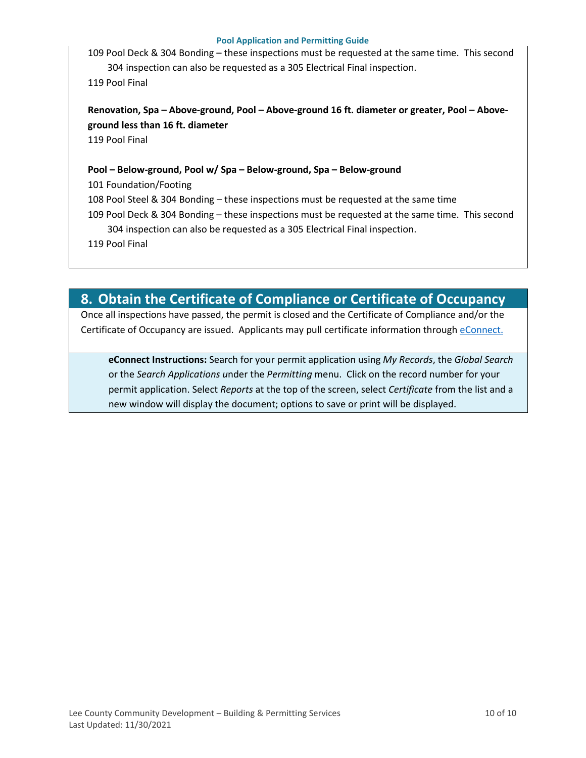109 Pool Deck & 304 Bonding – these inspections must be requested at the same time. This second 304 inspection can also be requested as a 305 Electrical Final inspection.

119 Pool Final

**Renovation, Spa – Above-ground, Pool – Above-ground 16 ft. diameter or greater, Pool – Above-ground less than 16 ft. diameter**

119 Pool Final

**Pool – Below-ground, Pool w/ Spa – Below-ground, Spa – Below-ground**

101 Foundation/Footing

108 Pool Steel & 304 Bonding – these inspections must be requested at the same time

109 Pool Deck & 304 Bonding – these inspections must be requested at the same time. This second 304 inspection can also be requested as a 305 Electrical Final inspection.

119 Pool Final

## 8. Obtain the Certificate of Compliance or Certificate of Occupancy

Once all inspections have passed, the permit is closed and the Certificate of Compliance and/or the Certificate of Occupancy are issued. Applicants may pull certificate information through eConnect.

**eConnect Instructions:** Search for your permit application using *My Records*, the *Global Search* or the *Search Applications u*nder the *Permitting* menu. Click on the record number for your permit application. Select *Reports* at the top of the screen, select *Certificate* from the list and a new window will display the document; options to save or print will be displayed.